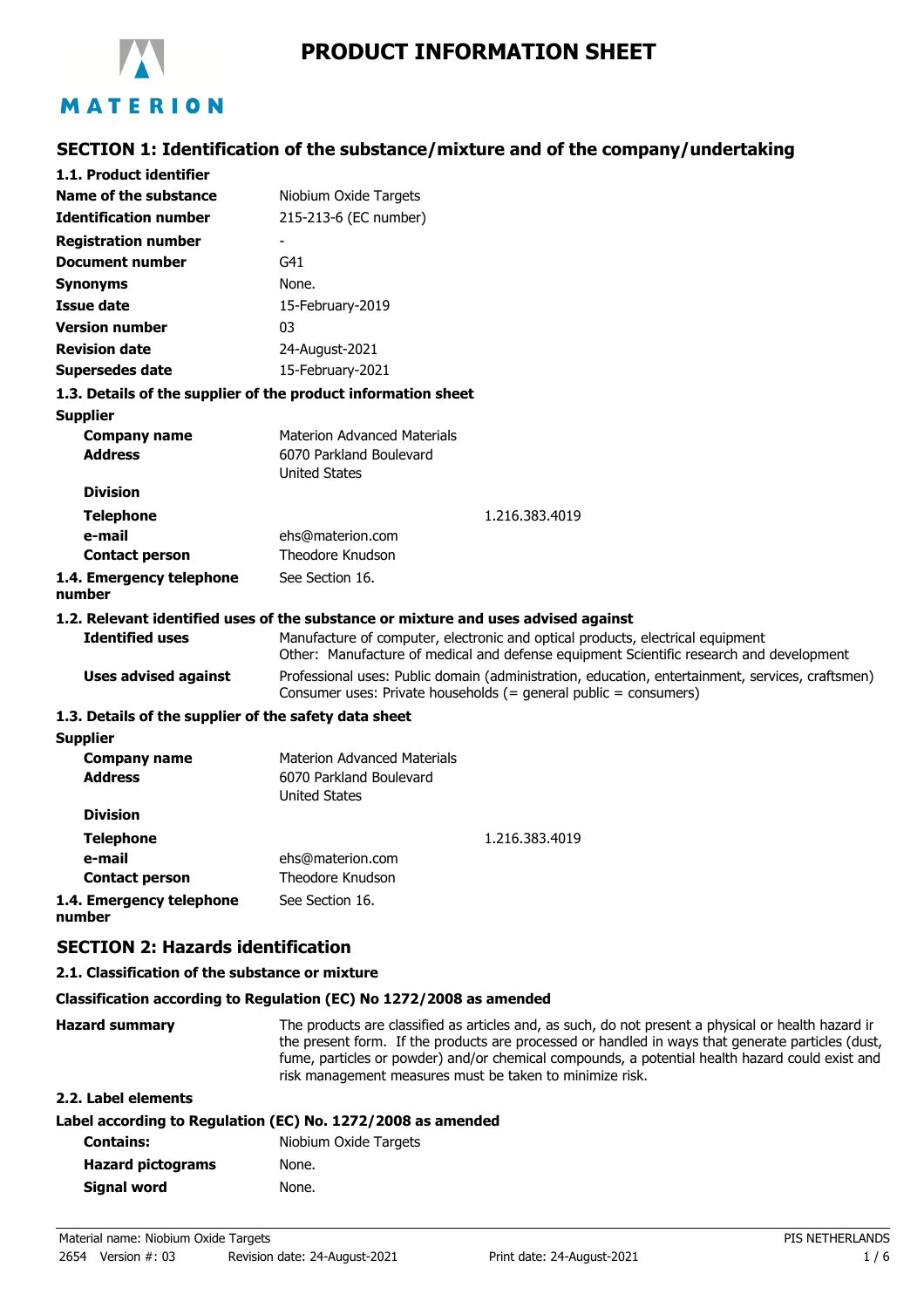# PRODUCT INFORMATION SHEET

## SECTION 1: Identification of the substance/mixture and of the company/undertaking

### 1.1. Product identifier

| | |
|---|---|
| **Name of the substance** | Niobium Oxide Targets |
| **Identification number** | 215-213-6 (EC number) |
| **Registration number** | - |
| **Document number** | G41 |
| **Synonyms** | None. |
| **Issue date** | 15-February-2019 |
| **Version number** | 03 |
| **Revision date** | 24-August-2021 |
| **Supersedes date** | 15-February-2021 |

### 1.3. Details of the supplier of the product information sheet

**Supplier**

| | |
|---|---|
| **Company name** | Materion Advanced Materials |
| **Address** | 6070 Parkland Boulevard<br>United States |
| **Division** | |
| **Telephone** | 1.216.383.4019 |
| **e-mail** | ehs@materion.com |
| **Contact person** | Theodore Knudson |
| **1.4. Emergency telephone number** | See Section 16. |

### 1.2. Relevant identified uses of the substance or mixture and uses advised against

| | |
|---|---|
| **Identified uses** | Manufacture of computer, electronic and optical products, electrical equipment<br>Other: Manufacture of medical and defense equipment Scientific research and development |
| **Uses advised against** | Professional uses: Public domain (administration, education, entertainment, services, craftsmen)<br>Consumer uses: Private households (= general public = consumers) |

### 1.3. Details of the supplier of the safety data sheet

**Supplier**

| | |
|---|---|
| **Company name** | Materion Advanced Materials |
| **Address** | 6070 Parkland Boulevard<br>United States |
| **Division** | |
| **Telephone** | 1.216.383.4019 |
| **e-mail** | ehs@materion.com |
| **Contact person** | Theodore Knudson |
| **1.4. Emergency telephone number** | See Section 16. |

## SECTION 2: Hazards identification

### 2.1. Classification of the substance or mixture

**Classification according to Regulation (EC) No 1272/2008 as amended**

**Hazard summary**: The products are classified as articles and, as such, do not present a physical or health hazard ir the present form. If the products are processed or handled in ways that generate particles (dust, fume, particles or powder) and/or chemical compounds, a potential health hazard could exist and risk management measures must be taken to minimize risk.

### 2.2. Label elements

**Label according to Regulation (EC) No. 1272/2008 as amended**

| | |
|---|---|
| **Contains:** | Niobium Oxide Targets |
| **Hazard pictograms** | None. |
| **Signal word** | None. |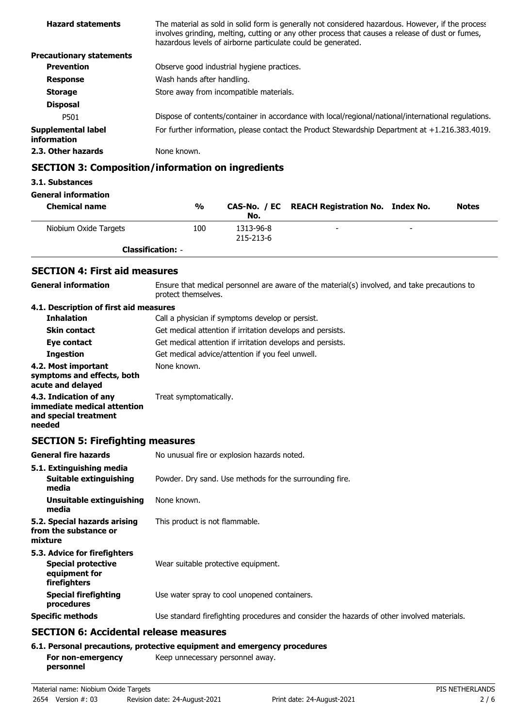**Hazard statements** The material as sold in solid form is generally not considered hazardous. However, if the process involves grinding, melting, cutting or any other process that causes a release of dust or fumes, hazardous levels of airborne particulate could be generated.

**Precautionary statements**

**Prevention** Observe good industrial hygiene practices.

**Response** Wash hands after handling.

**Storage** Store away from incompatible materials.

**Disposal**

P501 Dispose of contents/container in accordance with local/regional/national/international regulations.

**Supplemental label information** For further information, please contact the Product Stewardship Department at +1.216.383.4019.

**2.3. Other hazards** None known.

## SECTION 3: Composition/information on ingredients

**3.1. Substances**

**General information**

| Chemical name | % | CAS-No. / EC No. | REACH Registration No. | Index No. | Notes |
|---|---|---|---|---|---|
| Niobium Oxide Targets | 100 | 1313-96-8 215-213-6 | - | - | |
| **Classification:** - | | | | | |

## SECTION 4: First aid measures

**General information** Ensure that medical personnel are aware of the material(s) involved, and take precautions to protect themselves.

**4.1. Description of first aid measures**

**Inhalation** Call a physician if symptoms develop or persist.

**Skin contact** Get medical attention if irritation develops and persists.

**Eye contact** Get medical attention if irritation develops and persists.

**Ingestion** Get medical advice/attention if you feel unwell.

**4.2. Most important symptoms and effects, both acute and delayed** None known.

**4.3. Indication of any immediate medical attention and special treatment needed** Treat symptomatically.

## SECTION 5: Firefighting measures

**General fire hazards** No unusual fire or explosion hazards noted.

**5.1. Extinguishing media**

**Suitable extinguishing media** Powder. Dry sand. Use methods for the surrounding fire.

**Unsuitable extinguishing media** None known.

**5.2. Special hazards arising from the substance or mixture** This product is not flammable.

**5.3. Advice for firefighters**

**Special protective equipment for firefighters** Wear suitable protective equipment.

**Special firefighting procedures** Use water spray to cool unopened containers.

**Specific methods** Use standard firefighting procedures and consider the hazards of other involved materials.

## SECTION 6: Accidental release measures

**6.1. Personal precautions, protective equipment and emergency procedures**

**For non-emergency personnel** Keep unnecessary personnel away.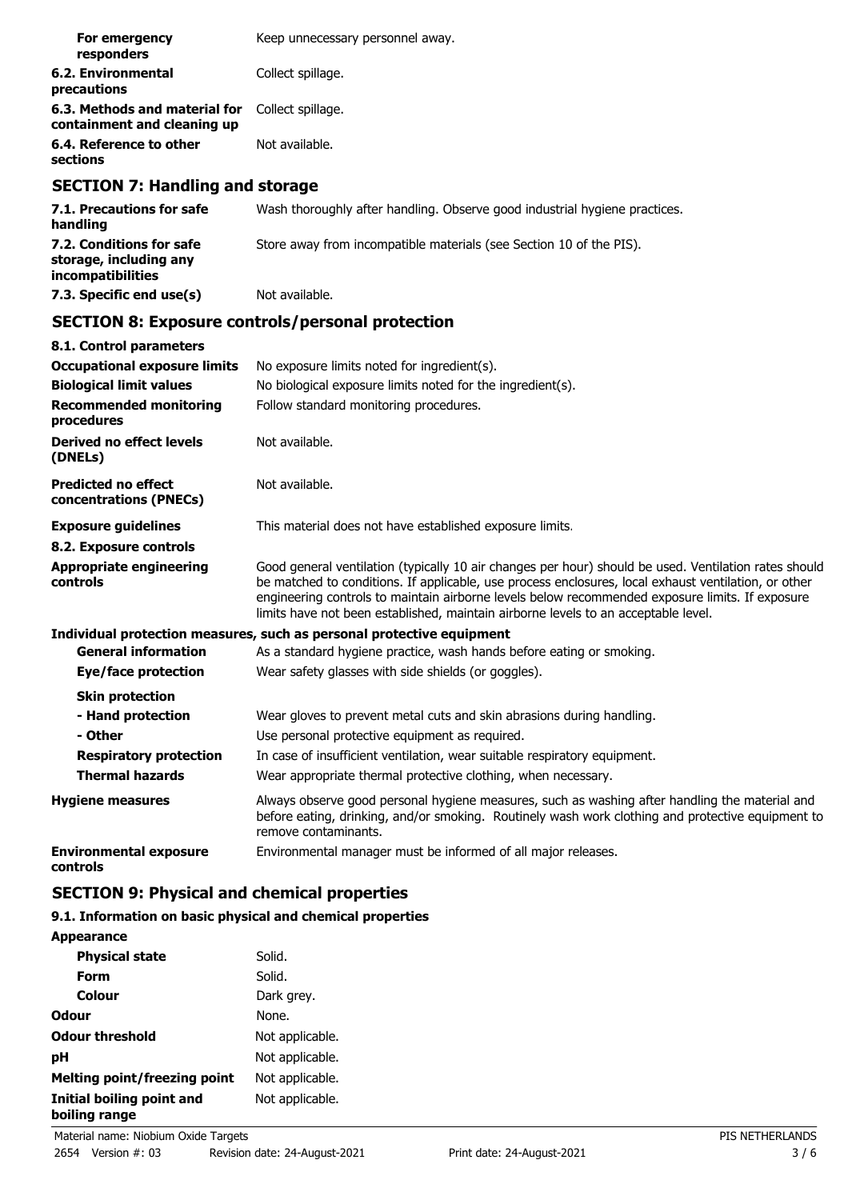| | |
|---|---|
| **For emergency responders** | Keep unnecessary personnel away. |
| **6.2. Environmental precautions** | Collect spillage. |
| **6.3. Methods and material for containment and cleaning up** | Collect spillage. |
| **6.4. Reference to other sections** | Not available. |

## SECTION 7: Handling and storage

| | |
|---|---|
| **7.1. Precautions for safe handling** | Wash thoroughly after handling. Observe good industrial hygiene practices. |
| **7.2. Conditions for safe storage, including any incompatibilities** | Store away from incompatible materials (see Section 10 of the PIS). |
| **7.3. Specific end use(s)** | Not available. |

## SECTION 8: Exposure controls/personal protection

**8.1. Control parameters**

| | |
|---|---|
| **Occupational exposure limits** | No exposure limits noted for ingredient(s). |
| **Biological limit values** | No biological exposure limits noted for the ingredient(s). |
| **Recommended monitoring procedures** | Follow standard monitoring procedures. |
| **Derived no effect levels (DNELs)** | Not available. |
| **Predicted no effect concentrations (PNECs)** | Not available. |
| **Exposure guidelines** | This material does not have established exposure limits. |

**8.2. Exposure controls**

| | |
|---|---|
| **Appropriate engineering controls** | Good general ventilation (typically 10 air changes per hour) should be used. Ventilation rates should be matched to conditions. If applicable, use process enclosures, local exhaust ventilation, or other engineering controls to maintain airborne levels below recommended exposure limits. If exposure limits have not been established, maintain airborne levels to an acceptable level. |

**Individual protection measures, such as personal protective equipment**

| | |
|---|---|
| **General information** | As a standard hygiene practice, wash hands before eating or smoking. |
| **Eye/face protection** | Wear safety glasses with side shields (or goggles). |
| **Skin protection** | |
| **- Hand protection** | Wear gloves to prevent metal cuts and skin abrasions during handling. |
| **- Other** | Use personal protective equipment as required. |
| **Respiratory protection** | In case of insufficient ventilation, wear suitable respiratory equipment. |
| **Thermal hazards** | Wear appropriate thermal protective clothing, when necessary. |
| **Hygiene measures** | Always observe good personal hygiene measures, such as washing after handling the material and before eating, drinking, and/or smoking. Routinely wash work clothing and protective equipment to remove contaminants. |
| **Environmental exposure controls** | Environmental manager must be informed of all major releases. |

## SECTION 9: Physical and chemical properties

**9.1. Information on basic physical and chemical properties**

| | |
|---|---|
| **Appearance** | |
| **Physical state** | Solid. |
| **Form** | Solid. |
| **Colour** | Dark grey. |
| **Odour** | None. |
| **Odour threshold** | Not applicable. |
| **pH** | Not applicable. |
| **Melting point/freezing point** | Not applicable. |
| **Initial boiling point and boiling range** | Not applicable. |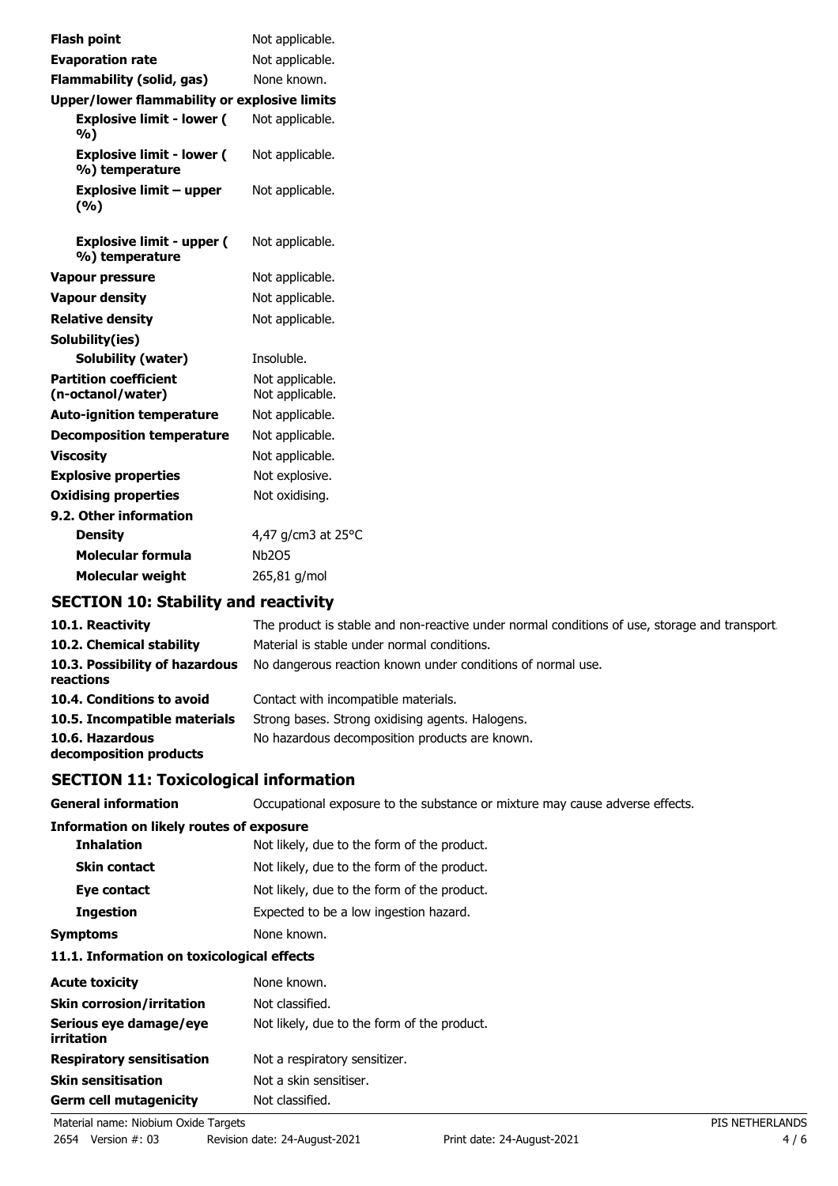| | |
|---|---|
| **Flash point** | Not applicable. |
| **Evaporation rate** | Not applicable. |
| **Flammability (solid, gas)** | None known. |
| **Upper/lower flammability or explosive limits** | |
| **Explosive limit - lower ( %)** | Not applicable. |
| **Explosive limit - lower ( %) temperature** | Not applicable. |
| **Explosive limit – upper (%)** | Not applicable. |
| **Explosive limit - upper ( %) temperature** | Not applicable. |
| **Vapour pressure** | Not applicable. |
| **Vapour density** | Not applicable. |
| **Relative density** | Not applicable. |
| **Solubility(ies)** | |
| **Solubility (water)** | Insoluble. |
| **Partition coefficient (n-octanol/water)** | Not applicable. Not applicable. |
| **Auto-ignition temperature** | Not applicable. |
| **Decomposition temperature** | Not applicable. |
| **Viscosity** | Not applicable. |
| **Explosive properties** | Not explosive. |
| **Oxidising properties** | Not oxidising. |
| **9.2. Other information** | |
| **Density** | 4,47 g/cm3 at 25°C |
| **Molecular formula** | $Nb_2O_5$ |
| **Molecular weight** | 265,81 g/mol |

## SECTION 10: Stability and reactivity

| | |
|---|---|
| **10.1. Reactivity** | The product is stable and non-reactive under normal conditions of use, storage and transport. |
| **10.2. Chemical stability** | Material is stable under normal conditions. |
| **10.3. Possibility of hazardous reactions** | No dangerous reaction known under conditions of normal use. |
| **10.4. Conditions to avoid** | Contact with incompatible materials. |
| **10.5. Incompatible materials** | Strong bases. Strong oxidising agents. Halogens. |
| **10.6. Hazardous decomposition products** | No hazardous decomposition products are known. |

## SECTION 11: Toxicological information

| | |
|---|---|
| **General information** | Occupational exposure to the substance or mixture may cause adverse effects. |
| **Information on likely routes of exposure** | |
| **Inhalation** | Not likely, due to the form of the product. |
| **Skin contact** | Not likely, due to the form of the product. |
| **Eye contact** | Not likely, due to the form of the product. |
| **Ingestion** | Expected to be a low ingestion hazard. |
| **Symptoms** | None known. |
| **11.1. Information on toxicological effects** | |
| **Acute toxicity** | None known. |
| **Skin corrosion/irritation** | Not classified. |
| **Serious eye damage/eye irritation** | Not likely, due to the form of the product. |
| **Respiratory sensitisation** | Not a respiratory sensitizer. |
| **Skin sensitisation** | Not a skin sensitiser. |
| **Germ cell mutagenicity** | Not classified. |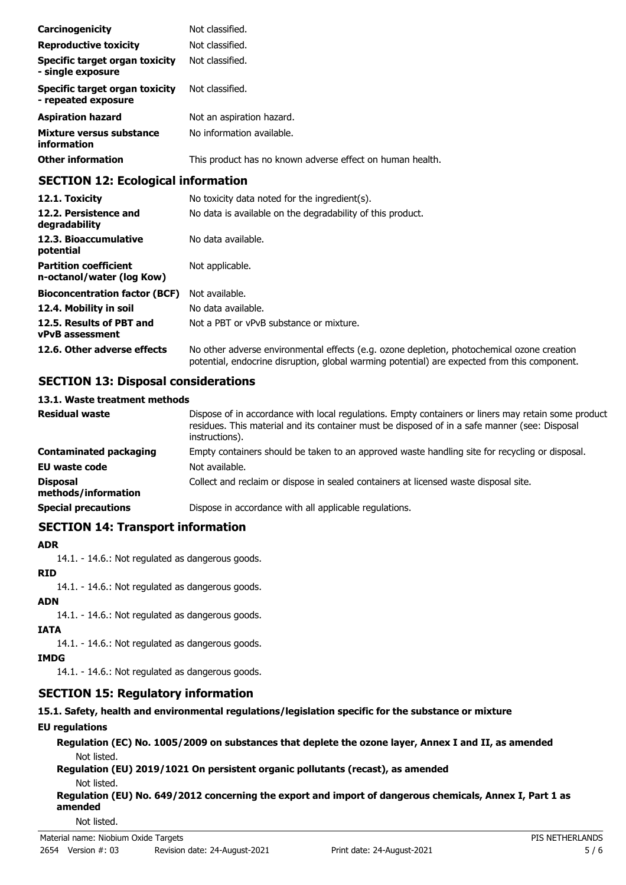| | |
|---|---|
| **Carcinogenicity** | Not classified. |
| **Reproductive toxicity** | Not classified. |
| **Specific target organ toxicity - single exposure** | Not classified. |
| **Specific target organ toxicity - repeated exposure** | Not classified. |
| **Aspiration hazard** | Not an aspiration hazard. |
| **Mixture versus substance information** | No information available. |
| **Other information** | This product has no known adverse effect on human health. |

## SECTION 12: Ecological information

| | |
|---|---|
| **12.1. Toxicity** | No toxicity data noted for the ingredient(s). |
| **12.2. Persistence and degradability** | No data is available on the degradability of this product. |
| **12.3. Bioaccumulative potential** | No data available. |
| **Partition coefficient n-octanol/water (log Kow)** | Not applicable. |
| **Bioconcentration factor (BCF)** | Not available. |
| **12.4. Mobility in soil** | No data available. |
| **12.5. Results of PBT and vPvB assessment** | Not a PBT or vPvB substance or mixture. |
| **12.6. Other adverse effects** | No other adverse environmental effects (e.g. ozone depletion, photochemical ozone creation potential, endocrine disruption, global warming potential) are expected from this component. |

## SECTION 13: Disposal considerations

### 13.1. Waste treatment methods

| | |
|---|---|
| **Residual waste** | Dispose of in accordance with local regulations. Empty containers or liners may retain some product residues. This material and its container must be disposed of in a safe manner (see: Disposal instructions). |
| **Contaminated packaging** | Empty containers should be taken to an approved waste handling site for recycling or disposal. |
| **EU waste code** | Not available. |
| **Disposal methods/information** | Collect and reclaim or dispose in sealed containers at licensed waste disposal site. |
| **Special precautions** | Dispose in accordance with all applicable regulations. |

## SECTION 14: Transport information

**ADR**

14.1. - 14.6.: Not regulated as dangerous goods.

**RID**

14.1. - 14.6.: Not regulated as dangerous goods.

**ADN**

14.1. - 14.6.: Not regulated as dangerous goods.

**IATA**

14.1. - 14.6.: Not regulated as dangerous goods.

**IMDG**

14.1. - 14.6.: Not regulated as dangerous goods.

## SECTION 15: Regulatory information

### 15.1. Safety, health and environmental regulations/legislation specific for the substance or mixture

**EU regulations**

**Regulation (EC) No. 1005/2009 on substances that deplete the ozone layer, Annex I and II, as amended**

Not listed.

**Regulation (EU) 2019/1021 On persistent organic pollutants (recast), as amended**

Not listed.

**Regulation (EU) No. 649/2012 concerning the export and import of dangerous chemicals, Annex I, Part 1 as amended**

Not listed.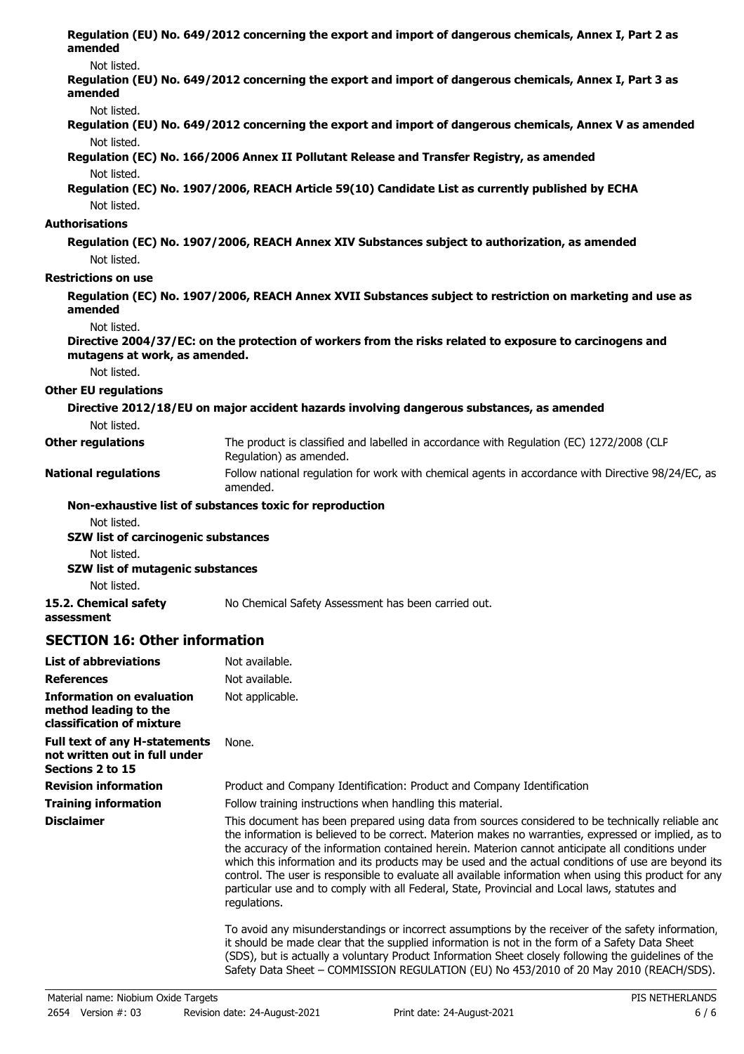**Regulation (EU) No. 649/2012 concerning the export and import of dangerous chemicals, Annex I, Part 2 as amended**

Not listed.

**Regulation (EU) No. 649/2012 concerning the export and import of dangerous chemicals, Annex I, Part 3 as amended**

Not listed.

**Regulation (EU) No. 649/2012 concerning the export and import of dangerous chemicals, Annex V as amended**

Not listed.

**Regulation (EC) No. 166/2006 Annex II Pollutant Release and Transfer Registry, as amended**

Not listed.

**Regulation (EC) No. 1907/2006, REACH Article 59(10) Candidate List as currently published by ECHA**

Not listed.

**Authorisations**

**Regulation (EC) No. 1907/2006, REACH Annex XIV Substances subject to authorization, as amended**

Not listed.

**Restrictions on use**

**Regulation (EC) No. 1907/2006, REACH Annex XVII Substances subject to restriction on marketing and use as amended**

Not listed.

**Directive 2004/37/EC: on the protection of workers from the risks related to exposure to carcinogens and mutagens at work, as amended.**

Not listed.

**Other EU regulations**

**Directive 2012/18/EU on major accident hazards involving dangerous substances, as amended**

Not listed.

**Other regulations** The product is classified and labelled in accordance with Regulation (EC) 1272/2008 (CLP Regulation) as amended.

**National regulations** Follow national regulation for work with chemical agents in accordance with Directive 98/24/EC, as amended.

**Non-exhaustive list of substances toxic for reproduction**

Not listed.

**SZW list of carcinogenic substances**

Not listed.

**SZW list of mutagenic substances**

Not listed.

**15.2. Chemical safety assessment** No Chemical Safety Assessment has been carried out.

## SECTION 16: Other information

**List of abbreviations** Not available.

**References** Not available.

**Information on evaluation method leading to the classification of mixture** Not applicable.

**Full text of any H-statements not written out in full under Sections 2 to 15** None.

**Revision information** Product and Company Identification: Product and Company Identification

**Training information** Follow training instructions when handling this material.

**Disclaimer** This document has been prepared using data from sources considered to be technically reliable and the information is believed to be correct. Materion makes no warranties, expressed or implied, as to the accuracy of the information contained herein. Materion cannot anticipate all conditions under which this information and its products may be used and the actual conditions of use are beyond its control. The user is responsible to evaluate all available information when using this product for any particular use and to comply with all Federal, State, Provincial and Local laws, statutes and regulations.

To avoid any misunderstandings or incorrect assumptions by the receiver of the safety information, it should be made clear that the supplied information is not in the form of a Safety Data Sheet (SDS), but is actually a voluntary Product Information Sheet closely following the guidelines of the Safety Data Sheet – COMMISSION REGULATION (EU) No 453/2010 of 20 May 2010 (REACH/SDS).